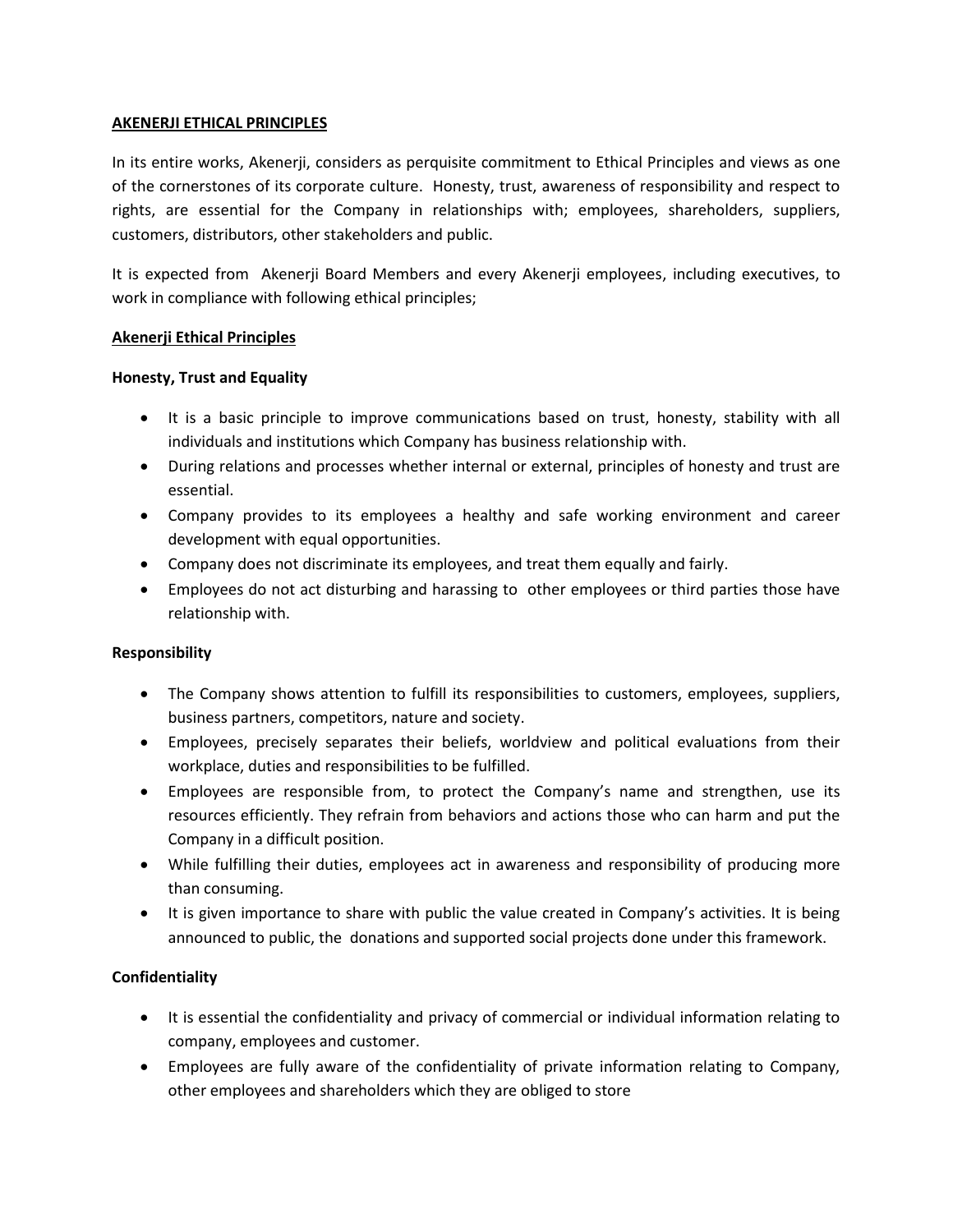## AKENERJI ETHICAL PRINCIPLES

In its entire works, Akenerji, considers as perquisite commitment to Ethical Principles and views as one of the cornerstones of its corporate culture. Honesty, trust, awareness of responsibility and respect to rights, are essential for the Company in relationships with; employees, shareholders, suppliers, customers, distributors, other stakeholders and public.

It is expected from Akenerji Board Members and every Akenerji employees, including executives, to work in compliance with following ethical principles;

### Akenerji Ethical Principles

**Honesty, Trust and Equality**

- It is a basic principle to improve communications based on trust, honesty, stability with all individuals and institutions which Company has business relationship with.
- During relations and processes whether internal or external, principles of honesty and trust are essential.
- Company provides to its employees a healthy and safe working environment and career development with equal opportunities.
- Company does not discriminate its employees, and treat them equally and fairly.
- Employees do not act disturbing and harassing to other employees or third parties those have relationship with.

**Responsibility**

- The Company shows attention to fulfill its responsibilities to customers, employees, suppliers, business partners, competitors, nature and society.
- Employees, precisely separates their beliefs, worldview and political evaluations from their workplace, duties and responsibilities to be fulfilled.
- Employees are responsible from, to protect the Company's name and strengthen, use its resources efficiently. They refrain from behaviors and actions those who can harm and put the Company in a difficult position.
- While fulfilling their duties, employees act in awareness and responsibility of producing more than consuming.
- It is given importance to share with public the value created in Company's activities. It is being announced to public, the donations and supported social projects done under this framework.

**Confidentiality**

- It is essential the confidentiality and privacy of commercial or individual information relating to company, employees and customer.
- Employees are fully aware of the confidentiality of private information relating to Company, other employees and shareholders which they are obliged to store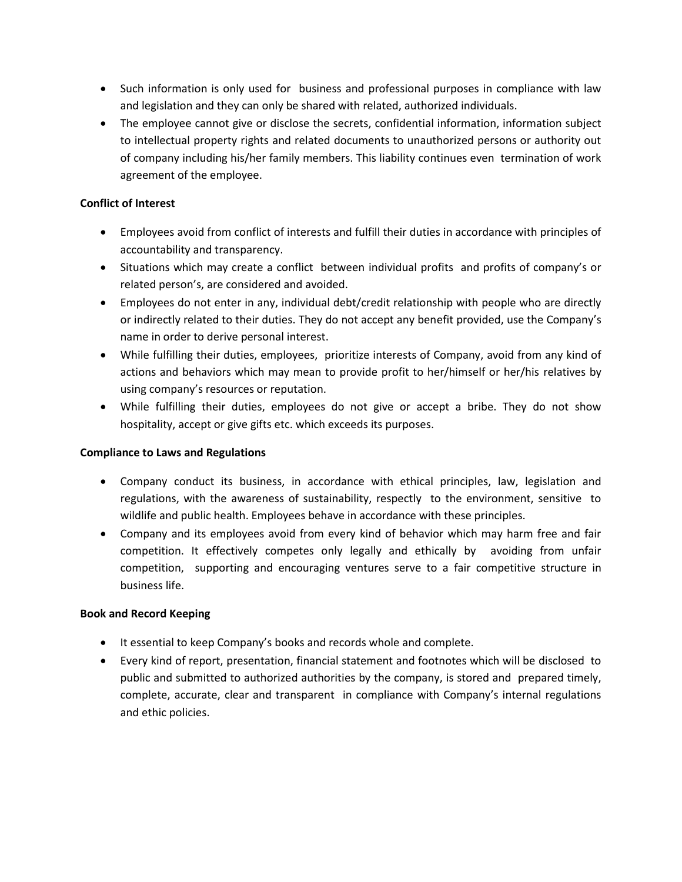- Such information is only used for business and professional purposes in compliance with law and legislation and they can only be shared with related, authorized individuals.
- The employee cannot give or disclose the secrets, confidential information, information subject to intellectual property rights and related documents to unauthorized persons or authority out of company including his/her family members. This liability continues even termination of work agreement of the employee.

**Conflict of Interest**

- Employees avoid from conflict of interests and fulfill their duties in accordance with principles of accountability and transparency.
- Situations which may create a conflict between individual profits and profits of company's or related person's, are considered and avoided.
- Employees do not enter in any, individual debt/credit relationship with people who are directly or indirectly related to their duties. They do not accept any benefit provided, use the Company's name in order to derive personal interest.
- While fulfilling their duties, employees, prioritize interests of Company, avoid from any kind of actions and behaviors which may mean to provide profit to her/himself or her/his relatives by using company's resources or reputation.
- While fulfilling their duties, employees do not give or accept a bribe. They do not show hospitality, accept or give gifts etc. which exceeds its purposes.

**Compliance to Laws and Regulations**

- Company conduct its business, in accordance with ethical principles, law, legislation and regulations, with the awareness of sustainability, respectly to the environment, sensitive to wildlife and public health. Employees behave in accordance with these principles.
- Company and its employees avoid from every kind of behavior which may harm free and fair competition. It effectively competes only legally and ethically by avoiding from unfair competition, supporting and encouraging ventures serve to a fair competitive structure in business life.

**Book and Record Keeping**

- It essential to keep Company's books and records whole and complete.
- Every kind of report, presentation, financial statement and footnotes which will be disclosed to public and submitted to authorized authorities by the company, is stored and prepared timely, complete, accurate, clear and transparent in compliance with Company's internal regulations and ethic policies.